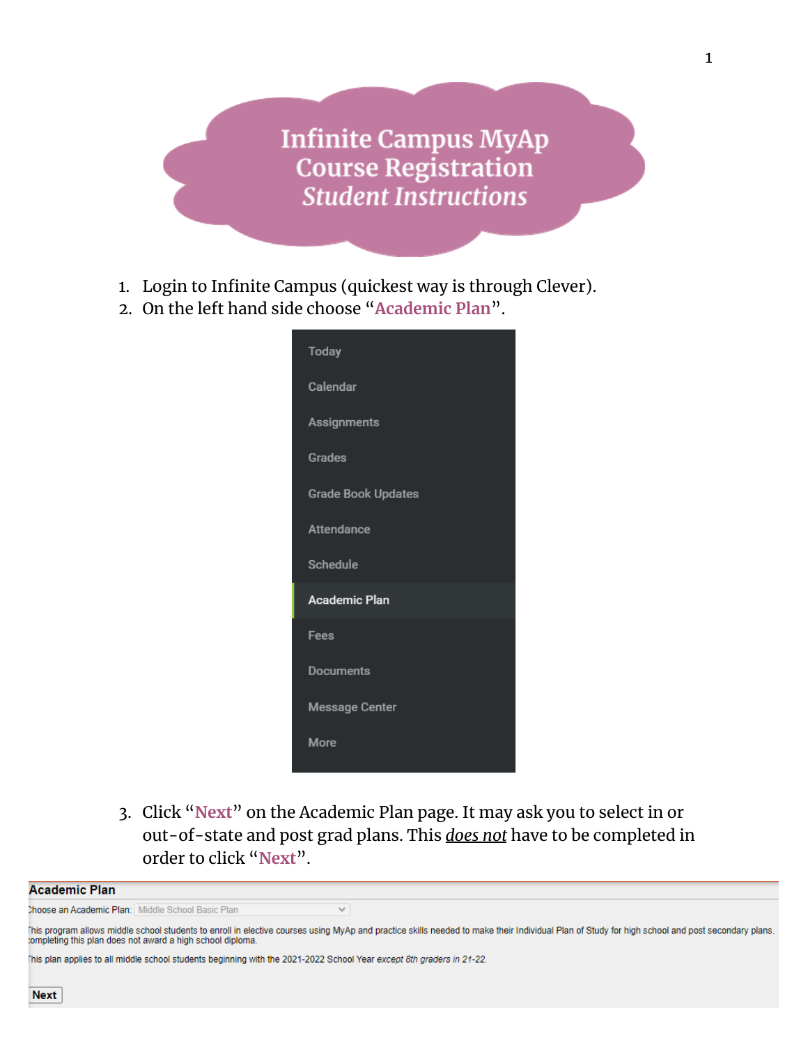# Infinite Campus MyAp Course Registration *Student Instructions*

1. Login to Infinite Campus (quickest way is through Clever).
2. On the left hand side choose "**Academic Plan**".

Today
Calendar
Assignments
Grades
Grade Book Updates
Attendance
Schedule
Academic Plan
Fees
Documents
Message Center
More

3. Click "**Next**" on the Academic Plan page. It may ask you to select in or out-of-state and post grad plans. This ***does not*** have to be completed in order to click "**Next**".

**Academic Plan**

Choose an Academic Plan: Middle School Basic Plan

This program allows middle school students to enroll in elective courses using MyAp and practice skills needed to make their Individual Plan of Study for high school and post secondary plans. Completing this plan does not award a high school diploma.

This plan applies to all middle school students beginning with the 2021-2022 School Year *except 8th graders in 21-22.*

**Next**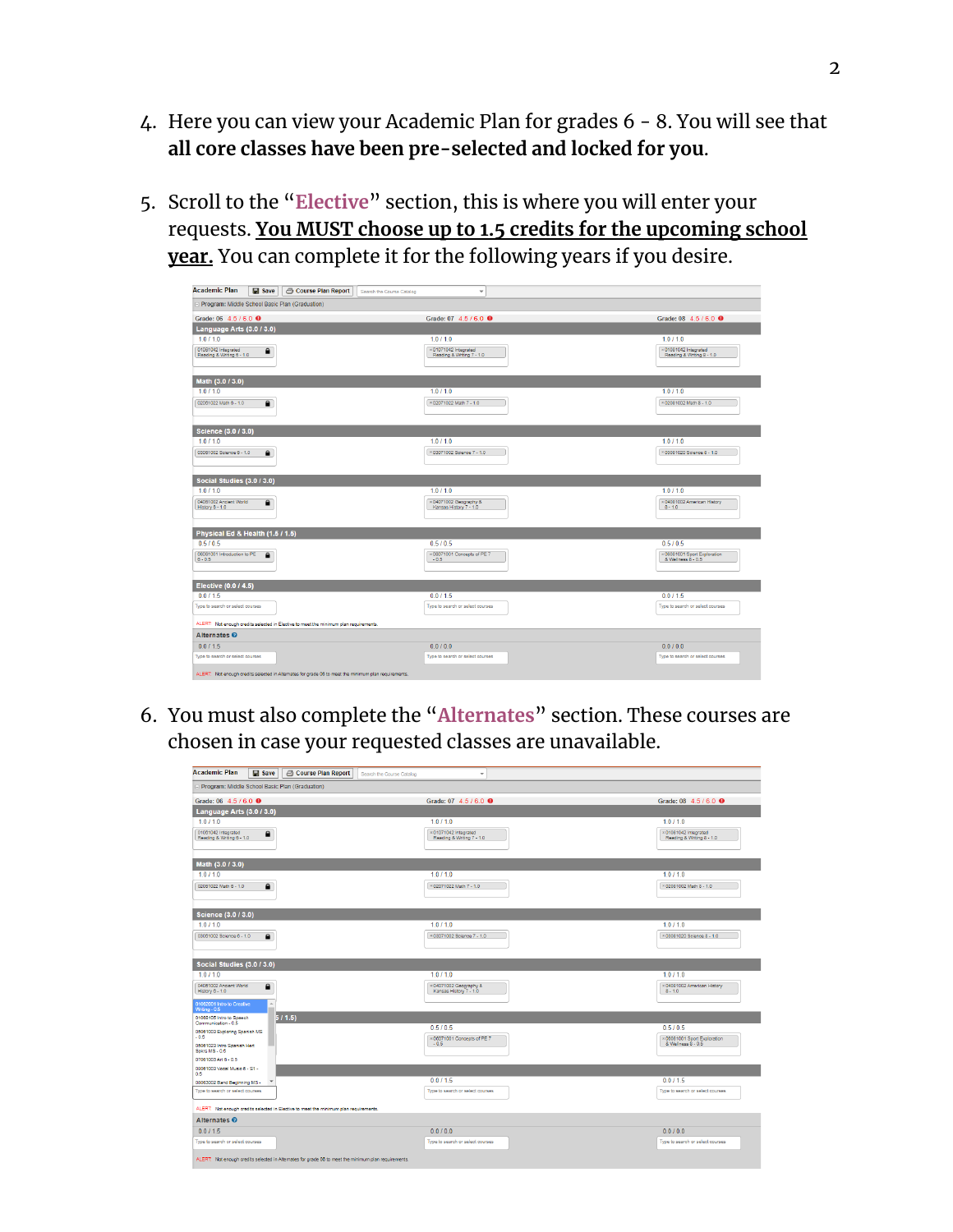4. Here you can view your Academic Plan for grades 6 - 8. You will see that **all core classes have been pre-selected and locked for you**.

5. Scroll to the "**Elective**" section, this is where you will enter your requests. **You MUST choose up to 1.5 credits for the upcoming school year.** You can complete it for the following years if you desire.

| Academic Plan | | |
|---|---|---|
| Program: Middle School Basic Plan (Graduation) | | |
| Grade: 06 4.5 / 6.0 | Grade: 07 4.5 / 6.0 | Grade: 08 4.5 / 6.0 |
| **Language Arts (3.0 / 3.0)** | | |
| 1.0 / 1.0 | 1.0 / 1.0 | 1.0 / 1.0 |
| 01061042 Integrated Reading & Writing 6 - 1.0 | 01071042 Integrated Reading & Writing 7 - 1.0 | 01081042 Integrated Reading & Writing 8 - 1.0 |
| **Math (3.0 / 3.0)** | | |
| 1.0 / 1.0 | 1.0 / 1.0 | 1.0 / 1.0 |
| 02061002 Math 6 - 1.0 | 02071002 Math 7 - 1.0 | 02081002 Math 8 - 1.0 |
| **Science (3.0 / 3.0)** | | |
| 1.0 / 1.0 | 1.0 / 1.0 | 1.0 / 1.0 |
| 03061002 Science 6 - 1.0 | 03071002 Science 7 - 1.0 | 03081020 Science 8 - 1.0 |
| **Social Studies (3.0 / 3.0)** | | |
| 1.0 / 1.0 | 1.0 / 1.0 | 1.0 / 1.0 |
| 04061002 Ancient World History 6 - 1.0 | 04071002 Geography & Kansas History 7 - 1.0 | 04081002 American History 8 - 1.0 |
| **Physical Ed & Health (1.5 / 1.5)** | | |
| 0.5 / 0.5 | 0.5 / 0.5 | 0.5 / 0.5 |
| 08061001 Introduction to PE 6 - 0.5 | 08071001 Concepts of PE 7 - 0.5 | 08081001 Sport Exploration & Wellness 8 - 0.5 |
| **Elective (0.0 / 4.5)** | | |
| 0.0 / 1.5 | 0.0 / 1.5 | 0.0 / 1.5 |
| Type to search or select courses | Type to search or select courses | Type to search or select courses |
| ALERT Not enough credits selected in Elective to meet the minimum plan requirements. | | |
| **Alternates** | | |
| 0.0 / 1.5 | 0.0 / 0.0 | 0.0 / 0.0 |
| Type to search or select courses | Type to search or select courses | Type to search or select courses |
| ALERT Not enough credits selected in Alternates for grade 06 to meet the minimum plan requirements. | | |

6. You must also complete the "**Alternates**" section. These courses are chosen in case your requested classes are unavailable.

| Academic Plan | | |
|---|---|---|
| Program: Middle School Basic Plan (Graduation) | | |
| Grade: 06 4.5 / 6.0 | Grade: 07 4.5 / 6.0 | Grade: 08 4.5 / 6.0 |
| **Language Arts (3.0 / 3.0)** | | |
| 1.0 / 1.0 | 1.0 / 1.0 | 1.0 / 1.0 |
| 01061042 Integrated Reading & Writing 6 - 1.0 | 01071042 Integrated Reading & Writing 7 - 1.0 | 01081042 Integrated Reading & Writing 8 - 1.0 |
| **Math (3.0 / 3.0)** | | |
| 1.0 / 1.0 | 1.0 / 1.0 | 1.0 / 1.0 |
| 02061002 Math 6 - 1.0 | 02071002 Math 7 - 1.0 | 02081002 Math 8 - 1.0 |
| **Science (3.0 / 3.0)** | | |
| 1.0 / 1.0 | 1.0 / 1.0 | 1.0 / 1.0 |
| 03061002 Science 6 - 1.0 | 03071002 Science 7 - 1.0 | 03081020 Science 8 - 1.0 |
| **Social Studies (3.0 / 3.0)** | | |
| 1.0 / 1.0 | 1.0 / 1.0 | 1.0 / 1.0 |
| 04061002 Ancient World History 6 - 1.0 | 04071002 Geography & Kansas History 7 - 1.0 | 04081002 American History 8 - 1.0 |
| 01062001 Intro to Creative Writing - 0.5; 01062105 Intro to Speech Communication - 0.5; 05061002 Exploring Spanish MS - 0.5; 05061002 Intro Spanish Heri Spkrs MS - 0.5; 07061003 Art 6 - 0.5; 06061003 Vocal Music 6 - S1 - 0.5; 06062002 Band Beginning MS - | | |
| 0.5 / 0.5 | 0.5 / 0.5 | 0.5 / 0.5 |
| | 08071001 Concepts of PE 7 - 0.5 | 08081001 Sport Exploration & Wellness 8 - 0.5 |
| 0.0 / 1.5 | 0.0 / 1.5 | 0.0 / 1.5 |
| Type to search or select courses | Type to search or select courses | Type to search or select courses |
| ALERT Not enough credits selected in Elective to meet the minimum plan requirements. | | |
| **Alternates** | | |
| 0.0 / 1.5 | 0.0 / 0.0 | 0.0 / 0.0 |
| Type to search or select courses | Type to search or select courses | Type to search or select courses |
| ALERT Not enough credits selected in Alternates for grade 06 to meet the minimum plan requirements. | | |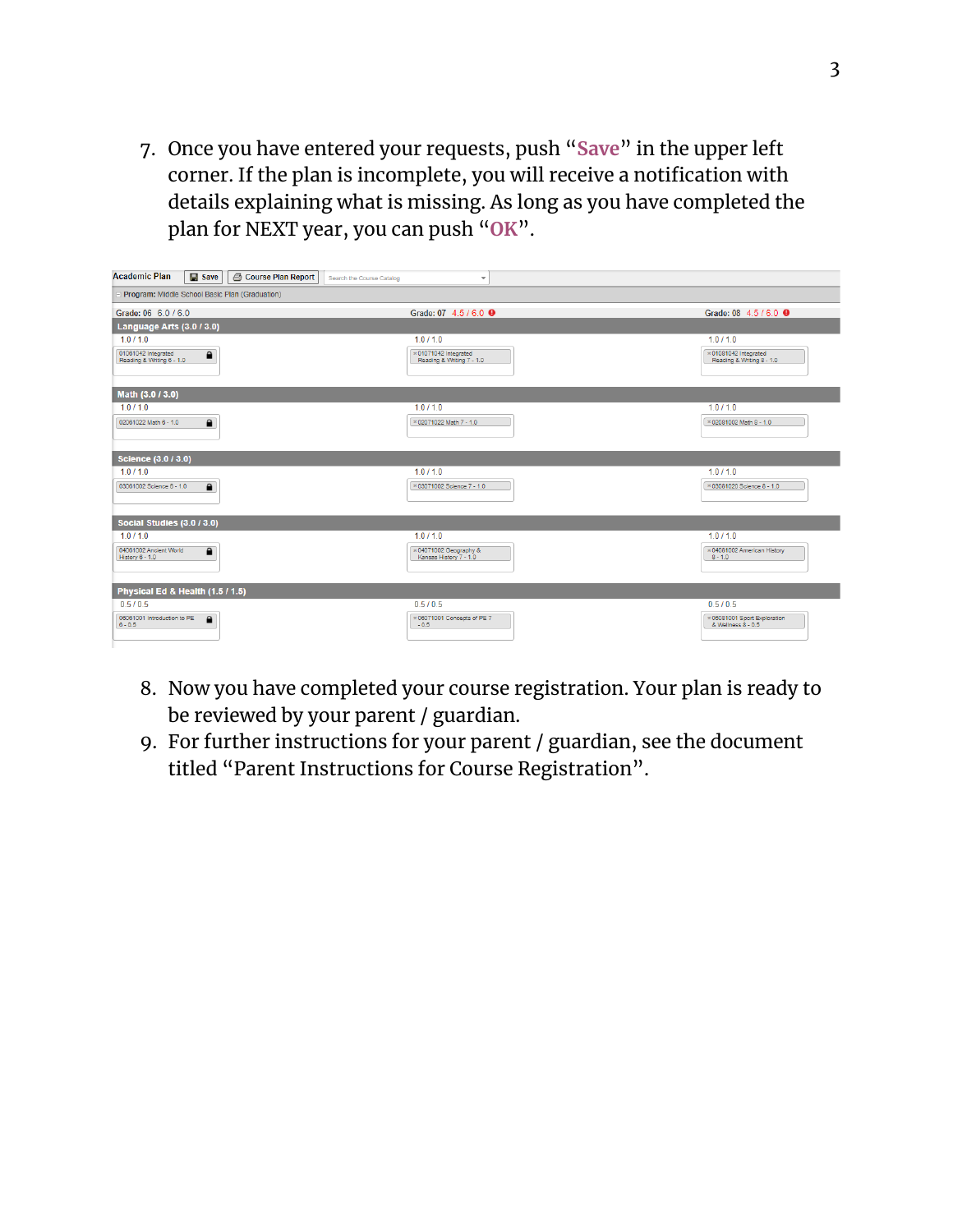7. Once you have entered your requests, push "**Save**" in the upper left corner. If the plan is incomplete, you will receive a notification with details explaining what is missing. As long as you have completed the plan for NEXT year, you can push "**OK**".

Academic Plan | Save | Course Plan Report | Search the Course Catalog

Program: Middle School Basic Plan (Graduation)

| Grade: 06 6.0 / 6.0 | Grade: 07 4.5 / 6.0 | Grade: 08 4.5 / 6.0 |
|---|---|---|
| **Language Arts (3.0 / 3.0)** | | |
| 1.0 / 1.0 | 1.0 / 1.0 | 1.0 / 1.0 |
| 01061042 Integrated Reading & Writing 6 - 1.0 | 01071042 Integrated Reading & Writing 7 - 1.0 | 01081042 Integrated Reading & Writing 8 - 1.0 |
| **Math (3.0 / 3.0)** | | |
| 1.0 / 1.0 | 1.0 / 1.0 | 1.0 / 1.0 |
| 02061022 Math 6 - 1.0 | 02071022 Math 7 - 1.0 | 02081002 Math 8 - 1.0 |
| **Science (3.0 / 3.0)** | | |
| 1.0 / 1.0 | 1.0 / 1.0 | 1.0 / 1.0 |
| 03061002 Science 6 - 1.0 | 03071002 Science 7 - 1.0 | 03081020 Science 8 - 1.0 |
| **Social Studies (3.0 / 3.0)** | | |
| 1.0 / 1.0 | 1.0 / 1.0 | 1.0 / 1.0 |
| 04061002 Ancient World History 6 - 1.0 | 04071002 Geography & Kansas History 7 - 1.0 | 04081002 American History 8 - 1.0 |
| **Physical Ed & Health (1.5 / 1.5)** | | |
| 0.5 / 0.5 | 0.5 / 0.5 | 0.5 / 0.5 |
| 08061001 Introduction to PE 6 - 0.5 | 08071001 Concepts of PE 7 - 0.5 | 08081001 Sport Exploration & Wellness 8 - 0.5 |

8. Now you have completed your course registration. Your plan is ready to be reviewed by your parent / guardian.
9. For further instructions for your parent / guardian, see the document titled "Parent Instructions for Course Registration".